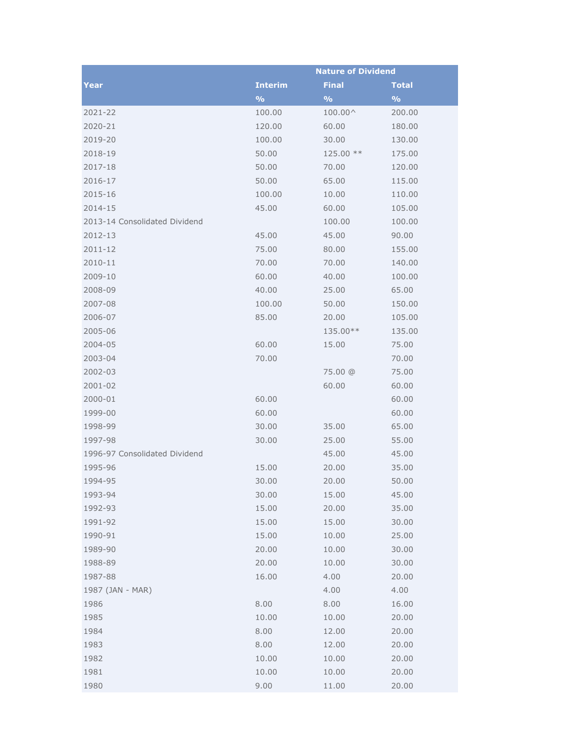| Year | Nature of Dividend | | |
|---|---|---|---|
| | Interim | Final | Total |
| | % | % | % |
| 2021-22 | 100.00 | 100.00^ | 200.00 |
| 2020-21 | 120.00 | 60.00 | 180.00 |
| 2019-20 | 100.00 | 30.00 | 130.00 |
| 2018-19 | 50.00 | 125.00 ** | 175.00 |
| 2017-18 | 50.00 | 70.00 | 120.00 |
| 2016-17 | 50.00 | 65.00 | 115.00 |
| 2015-16 | 100.00 | 10.00 | 110.00 |
| 2014-15 | 45.00 | 60.00 | 105.00 |
| 2013-14 Consolidated Dividend | | 100.00 | 100.00 |
| 2012-13 | 45.00 | 45.00 | 90.00 |
| 2011-12 | 75.00 | 80.00 | 155.00 |
| 2010-11 | 70.00 | 70.00 | 140.00 |
| 2009-10 | 60.00 | 40.00 | 100.00 |
| 2008-09 | 40.00 | 25.00 | 65.00 |
| 2007-08 | 100.00 | 50.00 | 150.00 |
| 2006-07 | 85.00 | 20.00 | 105.00 |
| 2005-06 | | 135.00** | 135.00 |
| 2004-05 | 60.00 | 15.00 | 75.00 |
| 2003-04 | 70.00 | | 70.00 |
| 2002-03 | | 75.00 @ | 75.00 |
| 2001-02 | | 60.00 | 60.00 |
| 2000-01 | 60.00 | | 60.00 |
| 1999-00 | 60.00 | | 60.00 |
| 1998-99 | 30.00 | 35.00 | 65.00 |
| 1997-98 | 30.00 | 25.00 | 55.00 |
| 1996-97 Consolidated Dividend | | 45.00 | 45.00 |
| 1995-96 | 15.00 | 20.00 | 35.00 |
| 1994-95 | 30.00 | 20.00 | 50.00 |
| 1993-94 | 30.00 | 15.00 | 45.00 |
| 1992-93 | 15.00 | 20.00 | 35.00 |
| 1991-92 | 15.00 | 15.00 | 30.00 |
| 1990-91 | 15.00 | 10.00 | 25.00 |
| 1989-90 | 20.00 | 10.00 | 30.00 |
| 1988-89 | 20.00 | 10.00 | 30.00 |
| 1987-88 | 16.00 | 4.00 | 20.00 |
| 1987 (JAN - MAR) | | 4.00 | 4.00 |
| 1986 | 8.00 | 8.00 | 16.00 |
| 1985 | 10.00 | 10.00 | 20.00 |
| 1984 | 8.00 | 12.00 | 20.00 |
| 1983 | 8.00 | 12.00 | 20.00 |
| 1982 | 10.00 | 10.00 | 20.00 |
| 1981 | 10.00 | 10.00 | 20.00 |
| 1980 | 9.00 | 11.00 | 20.00 |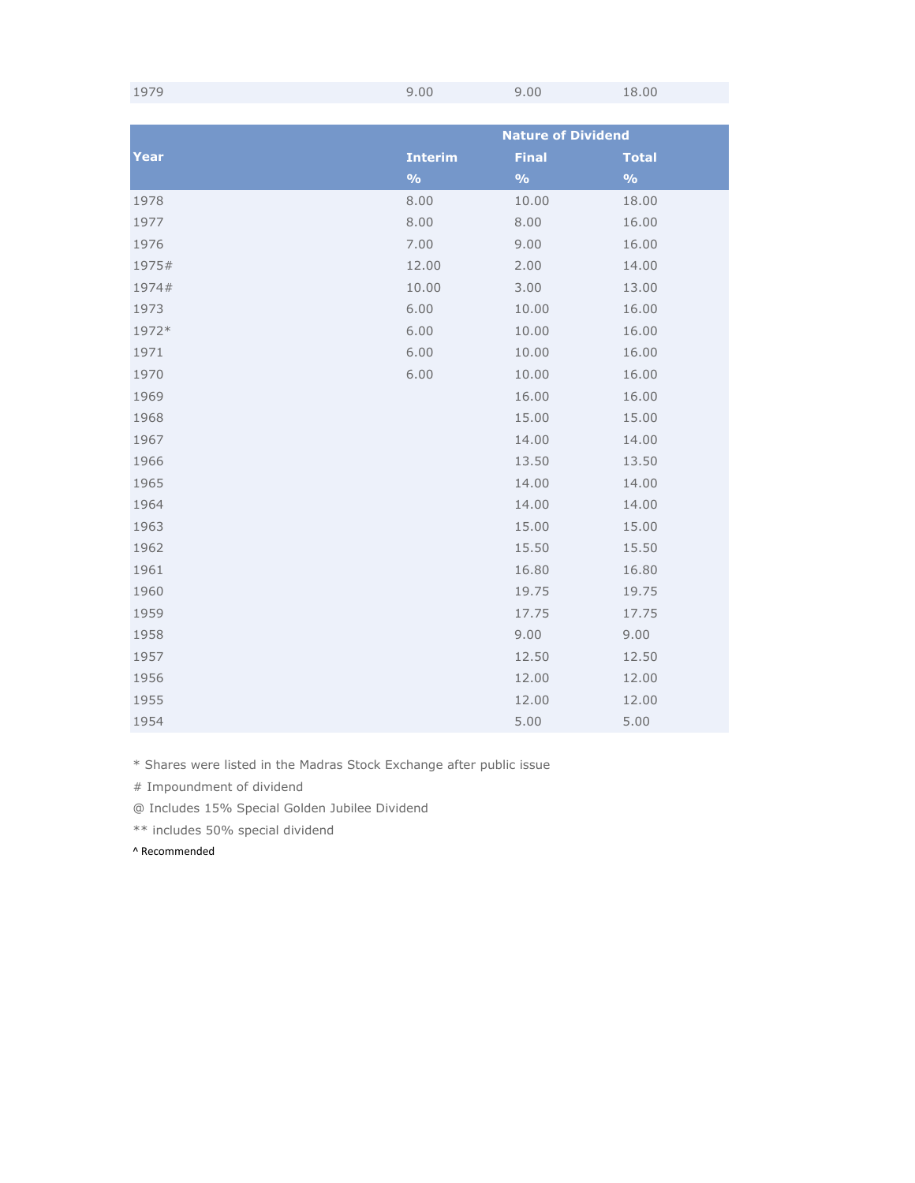| Year | Nature of Dividend | | |
|---|---|---|---|
| | Interim | Final | Total |
| | % | % | % |
| 1979 | 9.00 | 9.00 | 18.00 |
| 1978 | 8.00 | 10.00 | 18.00 |
| 1977 | 8.00 | 8.00 | 16.00 |
| 1976 | 7.00 | 9.00 | 16.00 |
| 1975# | 12.00 | 2.00 | 14.00 |
| 1974# | 10.00 | 3.00 | 13.00 |
| 1973 | 6.00 | 10.00 | 16.00 |
| 1972* | 6.00 | 10.00 | 16.00 |
| 1971 | 6.00 | 10.00 | 16.00 |
| 1970 | 6.00 | 10.00 | 16.00 |
| 1969 | | 16.00 | 16.00 |
| 1968 | | 15.00 | 15.00 |
| 1967 | | 14.00 | 14.00 |
| 1966 | | 13.50 | 13.50 |
| 1965 | | 14.00 | 14.00 |
| 1964 | | 14.00 | 14.00 |
| 1963 | | 15.00 | 15.00 |
| 1962 | | 15.50 | 15.50 |
| 1961 | | 16.80 | 16.80 |
| 1960 | | 19.75 | 19.75 |
| 1959 | | 17.75 | 17.75 |
| 1958 | | 9.00 | 9.00 |
| 1957 | | 12.50 | 12.50 |
| 1956 | | 12.00 | 12.00 |
| 1955 | | 12.00 | 12.00 |
| 1954 | | 5.00 | 5.00 |

* Shares were listed in the Madras Stock Exchange after public issue

# Impoundment of dividend

@ Includes 15% Special Golden Jubilee Dividend

** includes 50% special dividend

^ Recommended